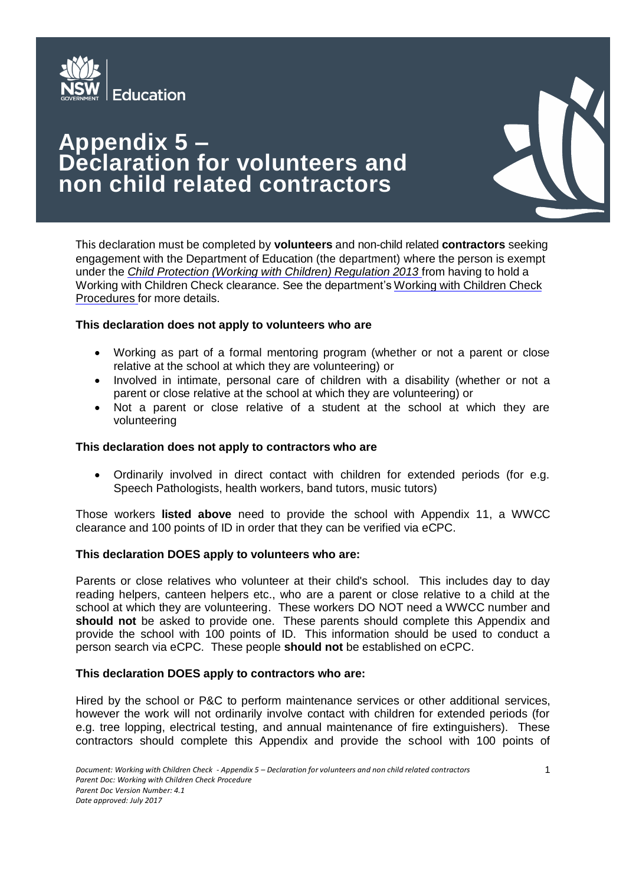# Appendix 5 – Declaration for volunteers and non child related contractors

This declaration must be completed by **volunteers** and non-child related **contractors** seeking engagement with the Department of Education (the department) where the person is exempt under the *Child Protection (Working with Children) Regulation 2013* from having to hold a Working with Children Check clearance. See the department's Working with Children Check Procedures for more details.

**This declaration does not apply to volunteers who are**

- Working as part of a formal mentoring program (whether or not a parent or close relative at the school at which they are volunteering) or
- Involved in intimate, personal care of children with a disability (whether or not a parent or close relative at the school at which they are volunteering) or
- Not a parent or close relative of a student at the school at which they are volunteering

**This declaration does not apply to contractors who are**

- Ordinarily involved in direct contact with children for extended periods (for e.g. Speech Pathologists, health workers, band tutors, music tutors)

Those workers **listed above** need to provide the school with Appendix 11, a WWCC clearance and 100 points of ID in order that they can be verified via eCPC.

**This declaration DOES apply to volunteers who are:**

Parents or close relatives who volunteer at their child's school. This includes day to day reading helpers, canteen helpers etc., who are a parent or close relative to a child at the school at which they are volunteering. These workers DO NOT need a WWCC number and **should not** be asked to provide one. These parents should complete this Appendix and provide the school with 100 points of ID. This information should be used to conduct a person search via eCPC. These people **should not** be established on eCPC.

**This declaration DOES apply to contractors who are:**

Hired by the school or P&C to perform maintenance services or other additional services, however the work will not ordinarily involve contact with children for extended periods (for e.g. tree lopping, electrical testing, and annual maintenance of fire extinguishers). These contractors should complete this Appendix and provide the school with 100 points of

*Document: Working with Children Check - Appendix 5 – Declaration for volunteers and non child related contractors*
*Parent Doc: Working with Children Check Procedure*
*Parent Doc Version Number: 4.1*
*Date approved: July 2017*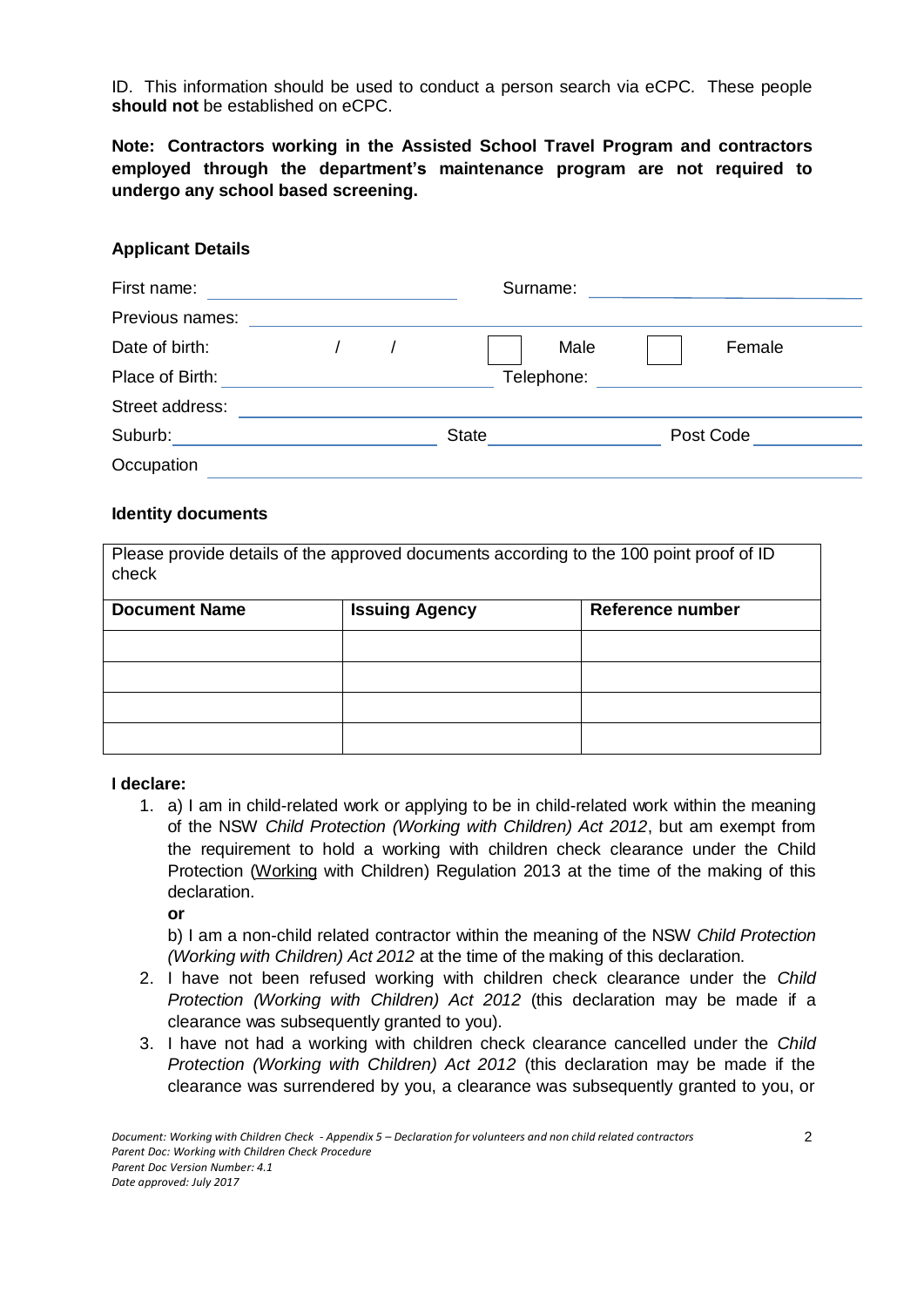ID. This information should be used to conduct a person search via eCPC. These people **should not** be established on eCPC.

**Note: Contractors working in the Assisted School Travel Program and contractors employed through the department's maintenance program are not required to undergo any school based screening.**

**Applicant Details**

First name: ______________________ Surname: ______________________

Previous names: ______________________________________________

Date of birth: &nbsp;&nbsp;&nbsp;/&nbsp;&nbsp;&nbsp;/ &nbsp;&nbsp;&nbsp;&nbsp;☐ Male &nbsp;&nbsp;&nbsp;&nbsp;☐ Female

Place of Birth: ______________________ Telephone: ______________________

Street address: ______________________________________________

Suburb: ______________________ State ______________ Post Code __________

Occupation ______________________________________________

**Identity documents**

Please provide details of the approved documents according to the 100 point proof of ID check

| Document Name | Issuing Agency | Reference number |
|---|---|---|
| | | |
| | | |
| | | |
| | | |

**I declare:**

1. a) I am in child-related work or applying to be in child-related work within the meaning of the NSW *Child Protection (Working with Children) Act 2012*, but am exempt from the requirement to hold a working with children check clearance under the Child Protection (Working with Children) Regulation 2013 at the time of the making of this declaration.

   **or**

   b) I am a non-child related contractor within the meaning of the NSW *Child Protection (Working with Children) Act 2012* at the time of the making of this declaration.
2. I have not been refused working with children check clearance under the *Child Protection (Working with Children) Act 2012* (this declaration may be made if a clearance was subsequently granted to you).
3. I have not had a working with children check clearance cancelled under the *Child Protection (Working with Children) Act 2012* (this declaration may be made if the clearance was surrendered by you, a clearance was subsequently granted to you, or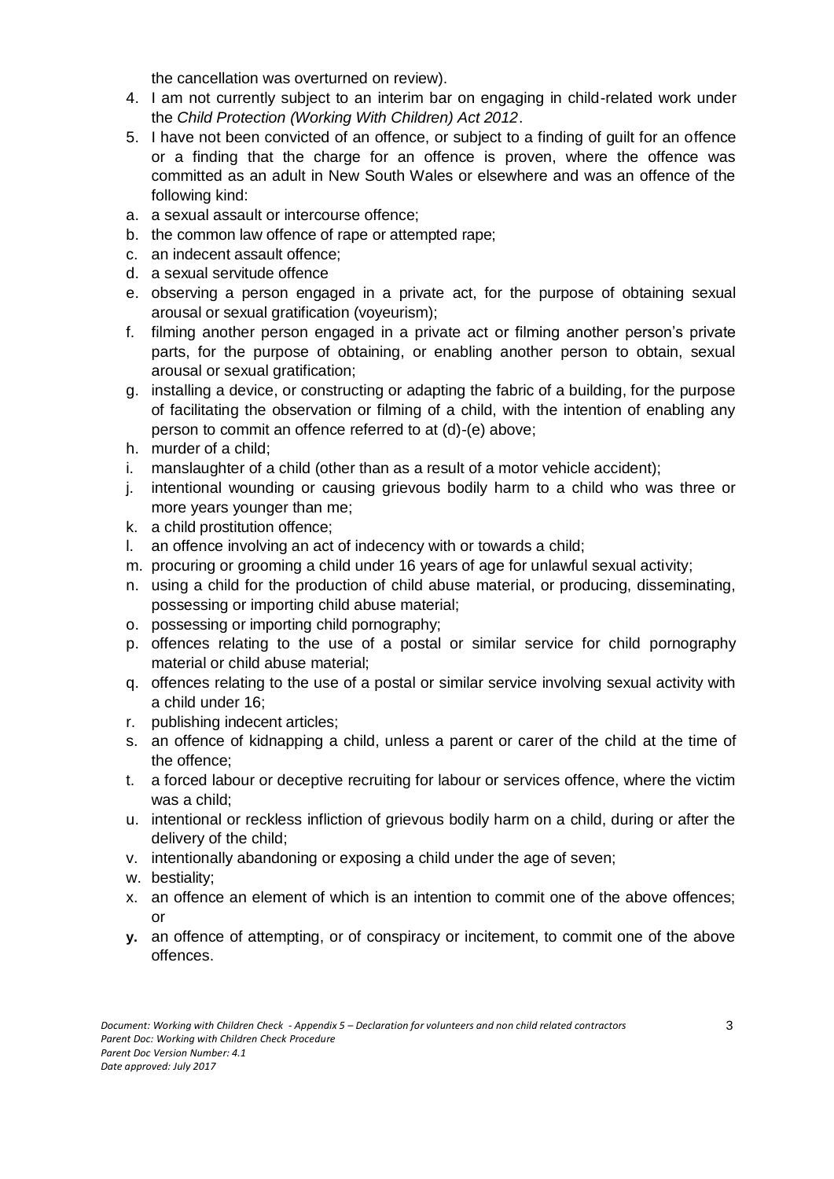the cancellation was overturned on review).

4. I am not currently subject to an interim bar on engaging in child-related work under the *Child Protection (Working With Children) Act 2012*.
5. I have not been convicted of an offence, or subject to a finding of guilt for an offence or a finding that the charge for an offence is proven, where the offence was committed as an adult in New South Wales or elsewhere and was an offence of the following kind:

a. a sexual assault or intercourse offence;
b. the common law offence of rape or attempted rape;
c. an indecent assault offence;
d. a sexual servitude offence
e. observing a person engaged in a private act, for the purpose of obtaining sexual arousal or sexual gratification (voyeurism);
f. filming another person engaged in a private act or filming another person's private parts, for the purpose of obtaining, or enabling another person to obtain, sexual arousal or sexual gratification;
g. installing a device, or constructing or adapting the fabric of a building, for the purpose of facilitating the observation or filming of a child, with the intention of enabling any person to commit an offence referred to at (d)-(e) above;
h. murder of a child;
i. manslaughter of a child (other than as a result of a motor vehicle accident);
j. intentional wounding or causing grievous bodily harm to a child who was three or more years younger than me;
k. a child prostitution offence;
l. an offence involving an act of indecency with or towards a child;
m. procuring or grooming a child under 16 years of age for unlawful sexual activity;
n. using a child for the production of child abuse material, or producing, disseminating, possessing or importing child abuse material;
o. possessing or importing child pornography;
p. offences relating to the use of a postal or similar service for child pornography material or child abuse material;
q. offences relating to the use of a postal or similar service involving sexual activity with a child under 16;
r. publishing indecent articles;
s. an offence of kidnapping a child, unless a parent or carer of the child at the time of the offence;
t. a forced labour or deceptive recruiting for labour or services offence, where the victim was a child;
u. intentional or reckless infliction of grievous bodily harm on a child, during or after the delivery of the child;
v. intentionally abandoning or exposing a child under the age of seven;
w. bestiality;
x. an offence an element of which is an intention to commit one of the above offences; or
**y.** an offence of attempting, or of conspiracy or incitement, to commit one of the above offences.

*Document: Working with Children Check - Appendix 5 – Declaration for volunteers and non child related contractors*
*Parent Doc: Working with Children Check Procedure*
*Parent Doc Version Number: 4.1*
*Date approved: July 2017*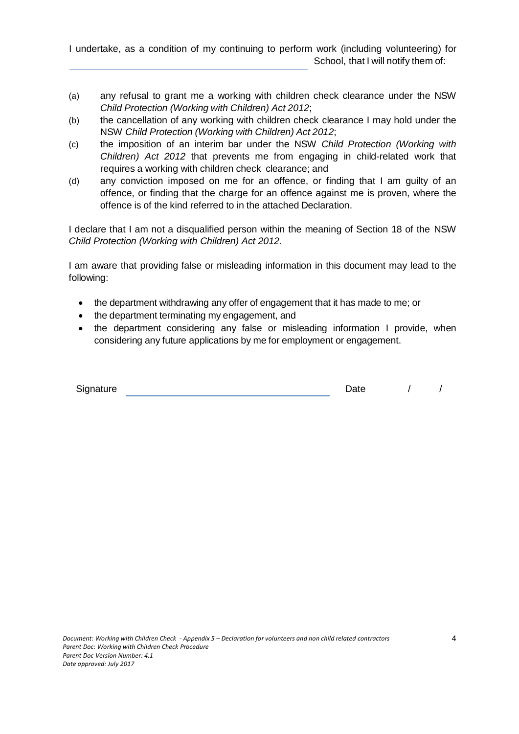I undertake, as a condition of my continuing to perform work (including volunteering) for ______________________________________________ School, that I will notify them of:

(a) any refusal to grant me a working with children check clearance under the NSW *Child Protection (Working with Children) Act 2012*;

(b) the cancellation of any working with children check clearance I may hold under the NSW *Child Protection (Working with Children) Act 2012*;

(c) the imposition of an interim bar under the NSW *Child Protection (Working with Children) Act 2012* that prevents me from engaging in child-related work that requires a working with children check clearance; and

(d) any conviction imposed on me for an offence, or finding that I am guilty of an offence, or finding that the charge for an offence against me is proven, where the offence is of the kind referred to in the attached Declaration.

I declare that I am not a disqualified person within the meaning of Section 18 of the NSW *Child Protection (Working with Children) Act 2012.*

I am aware that providing false or misleading information in this document may lead to the following:

- the department withdrawing any offer of engagement that it has made to me; or
- the department terminating my engagement, and
- the department considering any false or misleading information I provide, when considering any future applications by me for employment or engagement.

Signature ____________________________________ Date / /

*Document: Working with Children Check - Appendix 5 – Declaration for volunteers and non child related contractors*
*Parent Doc: Working with Children Check Procedure*
*Parent Doc Version Number: 4.1*
*Date approved: July 2017*